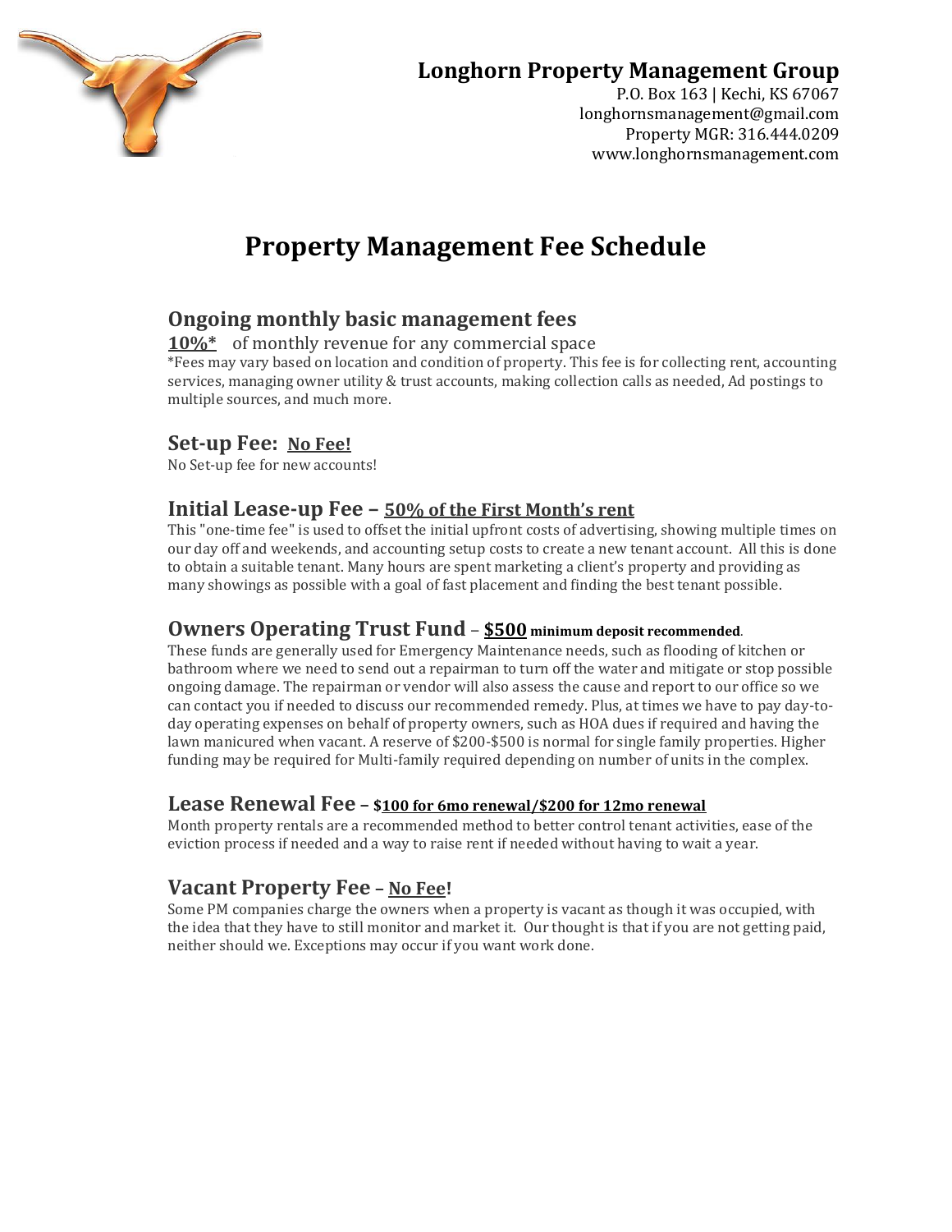**Longhorn Property Management Group**
P.O. Box 163 | Kechi, KS 67067
longhornsmanagement@gmail.com
Property MGR: 316.444.0209
www.longhornsmanagement.com

# Property Management Fee Schedule

## Ongoing monthly basic management fees

**10%*** of monthly revenue for any commercial space

*Fees may vary based on location and condition of property. This fee is for collecting rent, accounting services, managing owner utility & trust accounts, making collection calls as needed, Ad postings to multiple sources, and much more.

## Set-up Fee: No Fee!

No Set-up fee for new accounts!

## Initial Lease-up Fee – 50% of the First Month's rent

This "one-time fee" is used to offset the initial upfront costs of advertising, showing multiple times on our day off and weekends, and accounting setup costs to create a new tenant account. All this is done to obtain a suitable tenant. Many hours are spent marketing a client's property and providing as many showings as possible with a goal of fast placement and finding the best tenant possible.

## Owners Operating Trust Fund – $500 minimum deposit recommended.

These funds are generally used for Emergency Maintenance needs, such as flooding of kitchen or bathroom where we need to send out a repairman to turn off the water and mitigate or stop possible ongoing damage. The repairman or vendor will also assess the cause and report to our office so we can contact you if needed to discuss our recommended remedy. Plus, at times we have to pay day-to-day operating expenses on behalf of property owners, such as HOA dues if required and having the lawn manicured when vacant. A reserve of $200-$500 is normal for single family properties. Higher funding may be required for Multi-family required depending on number of units in the complex.

## Lease Renewal Fee – $100 for 6mo renewal/$200 for 12mo renewal

Month property rentals are a recommended method to better control tenant activities, ease of the eviction process if needed and a way to raise rent if needed without having to wait a year.

## Vacant Property Fee – No Fee!

Some PM companies charge the owners when a property is vacant as though it was occupied, with the idea that they have to still monitor and market it. Our thought is that if you are not getting paid, neither should we. Exceptions may occur if you want work done.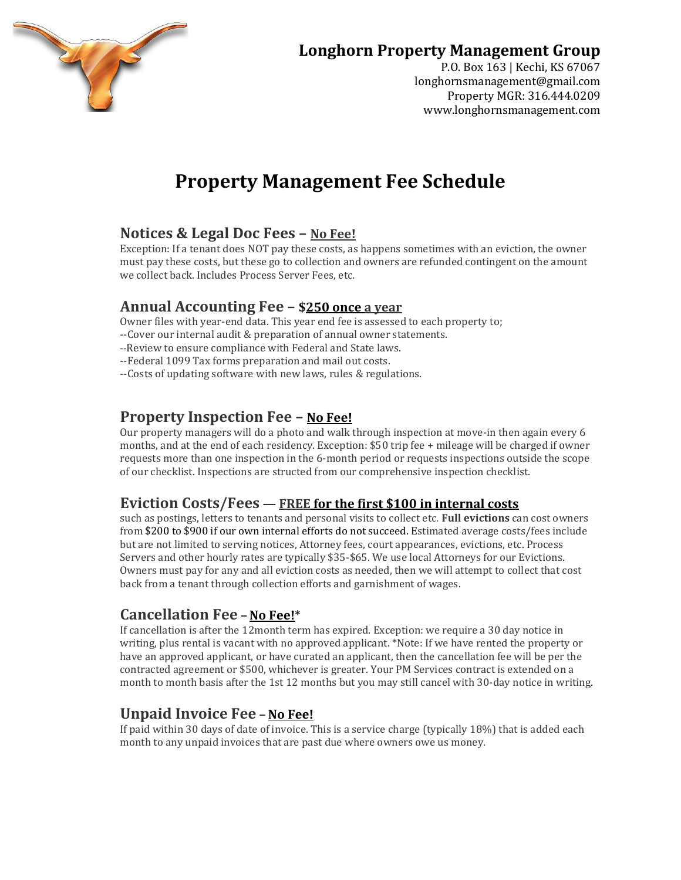**Longhorn Property Management Group**
P.O. Box 163 | Kechi, KS 67067
longhornsmanagement@gmail.com
Property MGR: 316.444.0209
www.longhornsmanagement.com

# Property Management Fee Schedule

## Notices & Legal Doc Fees – No Fee!

Exception: If a tenant does NOT pay these costs, as happens sometimes with an eviction, the owner must pay these costs, but these go to collection and owners are refunded contingent on the amount we collect back. Includes Process Server Fees, etc.

## Annual Accounting Fee – $250 once a year

Owner files with year-end data. This year end fee is assessed to each property to;
--Cover our internal audit & preparation of annual owner statements.
--Review to ensure compliance with Federal and State laws.
--Federal 1099 Tax forms preparation and mail out costs.
--Costs of updating software with new laws, rules & regulations.

## Property Inspection Fee – No Fee!

Our property managers will do a photo and walk through inspection at move-in then again every 6 months, and at the end of each residency. Exception: $50 trip fee + mileage will be charged if owner requests more than one inspection in the 6-month period or requests inspections outside the scope of our checklist. Inspections are structed from our comprehensive inspection checklist.

## Eviction Costs/Fees — FREE for the first $100 in internal costs

such as postings, letters to tenants and personal visits to collect etc. **Full evictions** can cost owners from $200 to $900 if our own internal efforts do not succeed. Estimated average costs/fees include but are not limited to serving notices, Attorney fees, court appearances, evictions, etc. Process Servers and other hourly rates are typically $35-$65. We use local Attorneys for our Evictions. Owners must pay for any and all eviction costs as needed, then we will attempt to collect that cost back from a tenant through collection efforts and garnishment of wages.

## Cancellation Fee – No Fee!*

If cancellation is after the 12month term has expired. Exception: we require a 30 day notice in writing, plus rental is vacant with no approved applicant. *Note: If we have rented the property or have an approved applicant, or have curated an applicant, then the cancellation fee will be per the contracted agreement or $500, whichever is greater. Your PM Services contract is extended on a month to month basis after the 1st 12 months but you may still cancel with 30-day notice in writing.

## Unpaid Invoice Fee – No Fee!

If paid within 30 days of date of invoice. This is a service charge (typically 18%) that is added each month to any unpaid invoices that are past due where owners owe us money.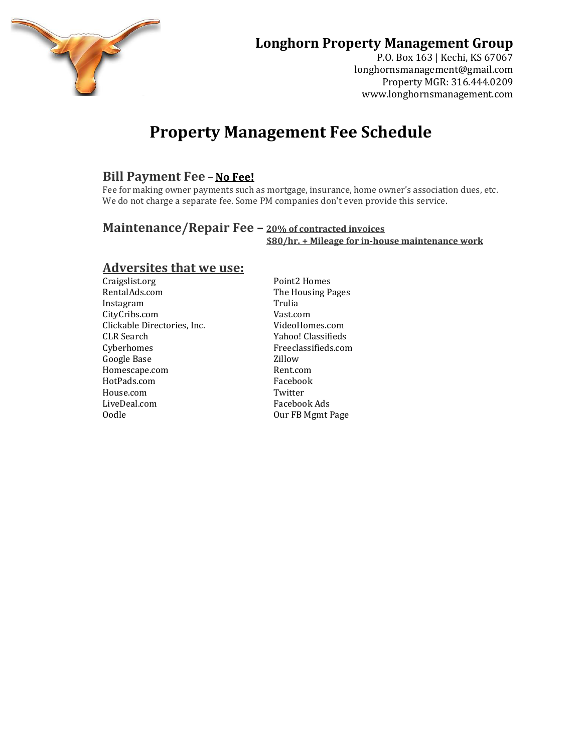**Longhorn Property Management Group**
P.O. Box 163 | Kechi, KS 67067
longhornsmanagement@gmail.com
Property MGR: 316.444.0209
www.longhornsmanagement.com

# Property Management Fee Schedule

## Bill Payment Fee – **No Fee!**

Fee for making owner payments such as mortgage, insurance, home owner's association dues, etc. We do not charge a separate fee. Some PM companies don't even provide this service.

## Maintenance/Repair Fee – **20% of contracted invoices**

**$80/hr. + Mileage for in-house maintenance work**

## Adversites that we use:

Craigslist.org
RentalAds.com
Instagram
CityCribs.com
Clickable Directories, Inc.
CLR Search
Cyberhomes
Google Base
Homescape.com
HotPads.com
House.com
LiveDeal.com
Oodle
Point2 Homes
The Housing Pages
Trulia
Vast.com
VideoHomes.com
Yahoo! Classifieds
Freeclassifieds.com
Zillow
Rent.com
Facebook
Twitter
Facebook Ads
Our FB Mgmt Page